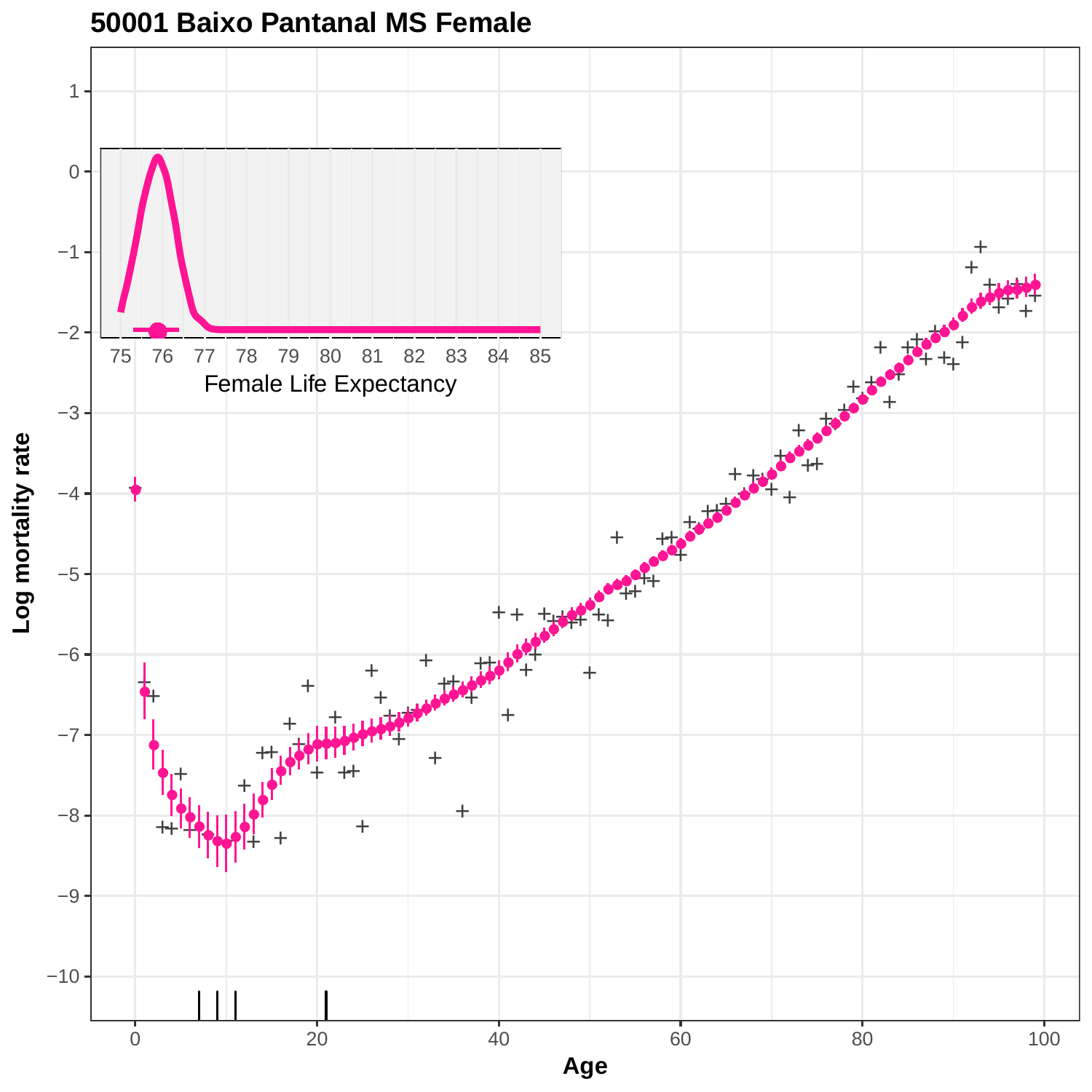# 50001 Baixo Pantanal MS Female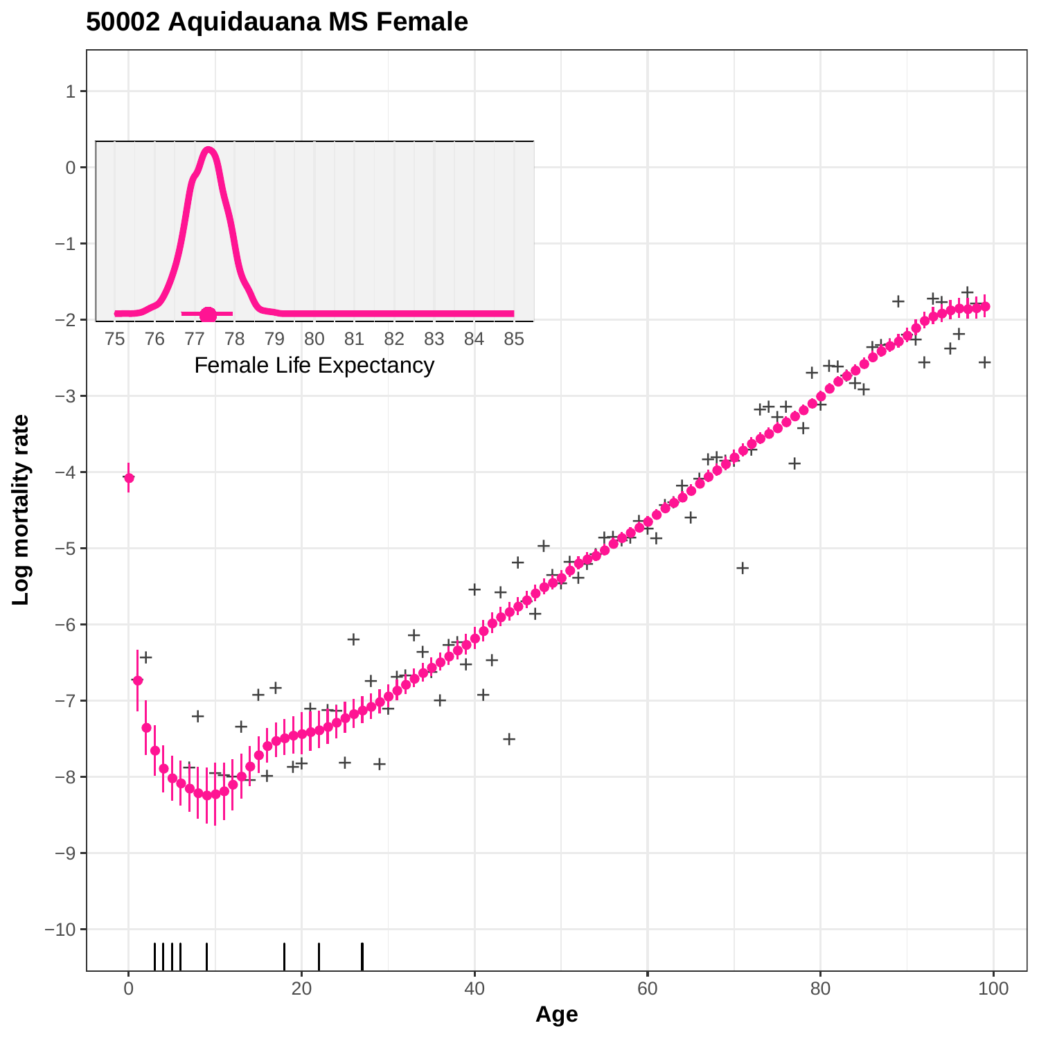## 50002 Aquidauana MS Female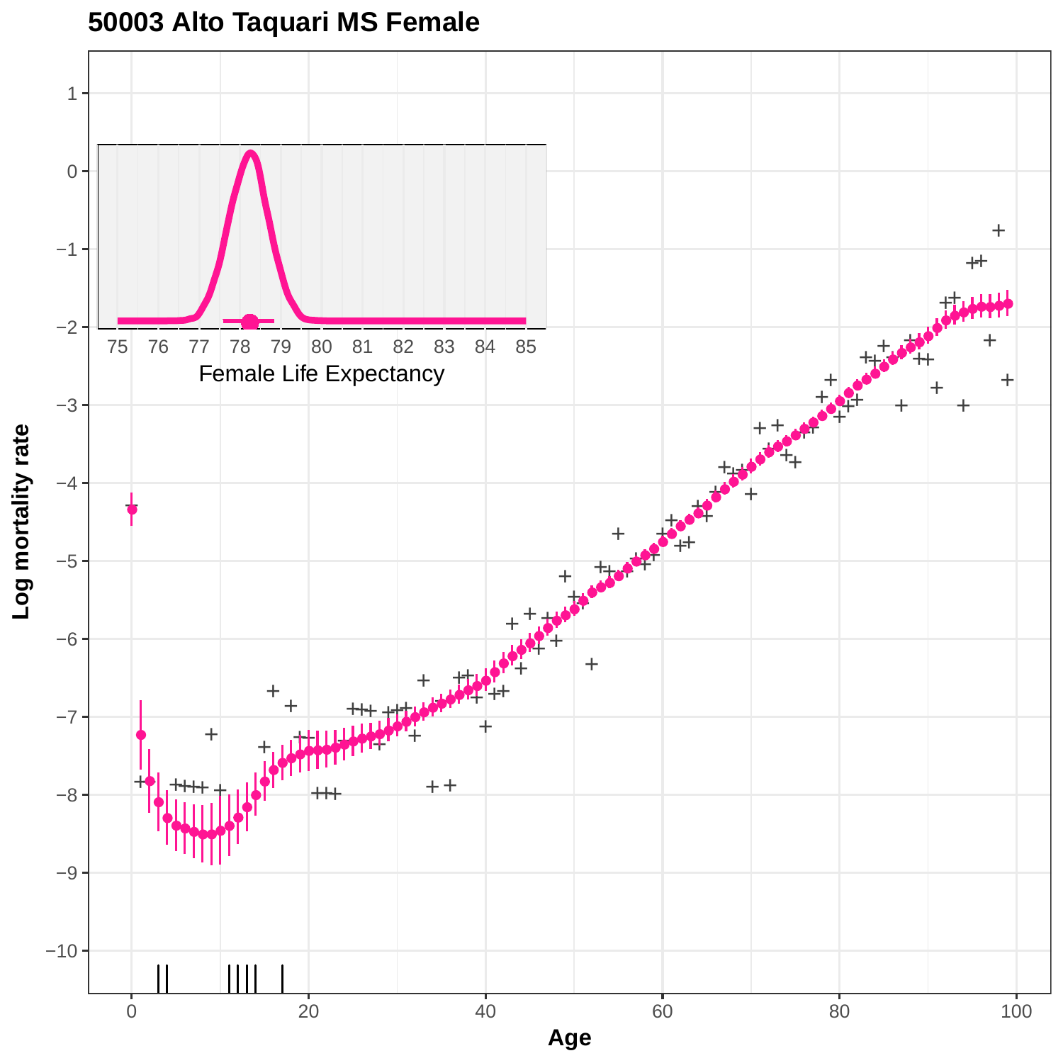# 50003 Alto Taquari MS Female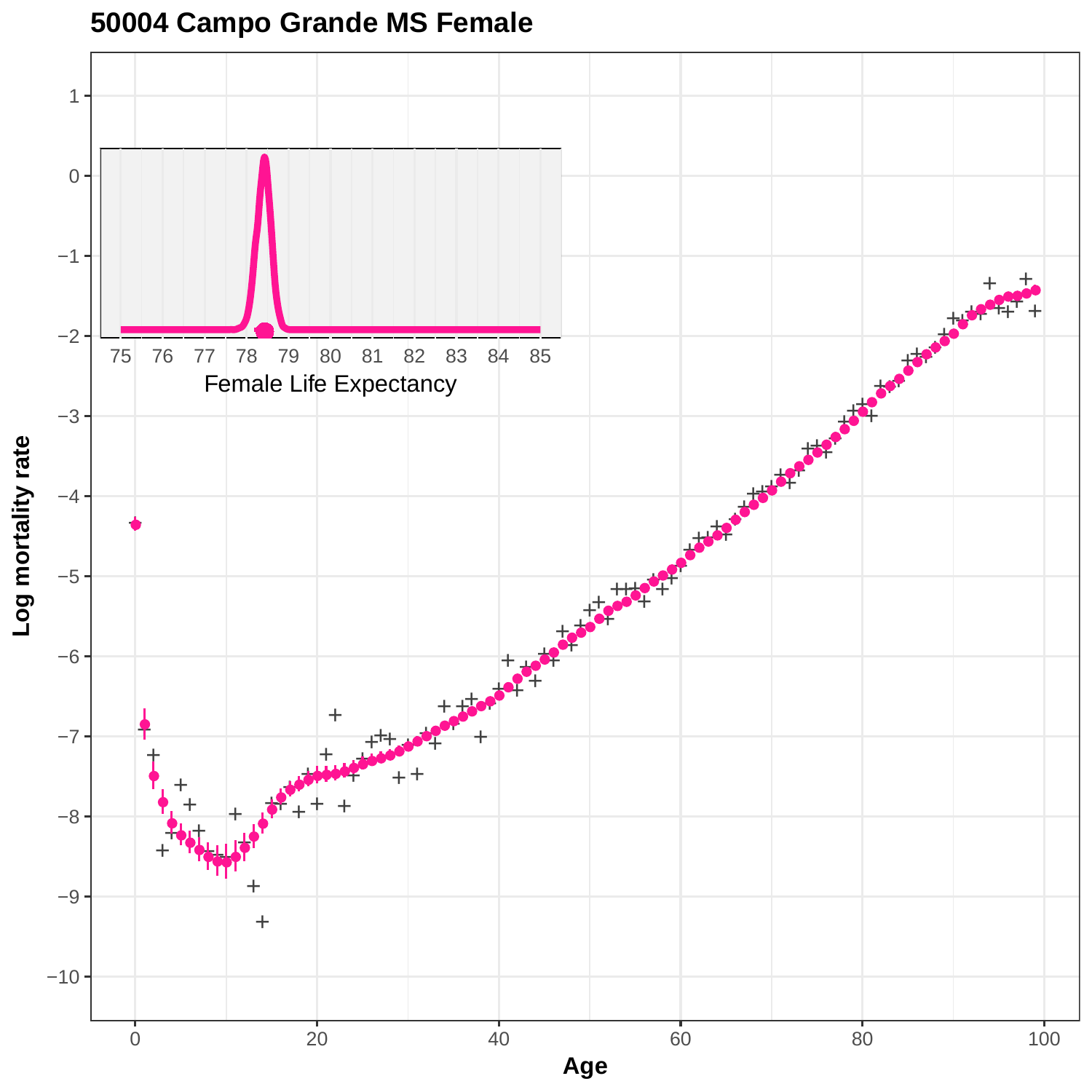# 50004 Campo Grande MS Female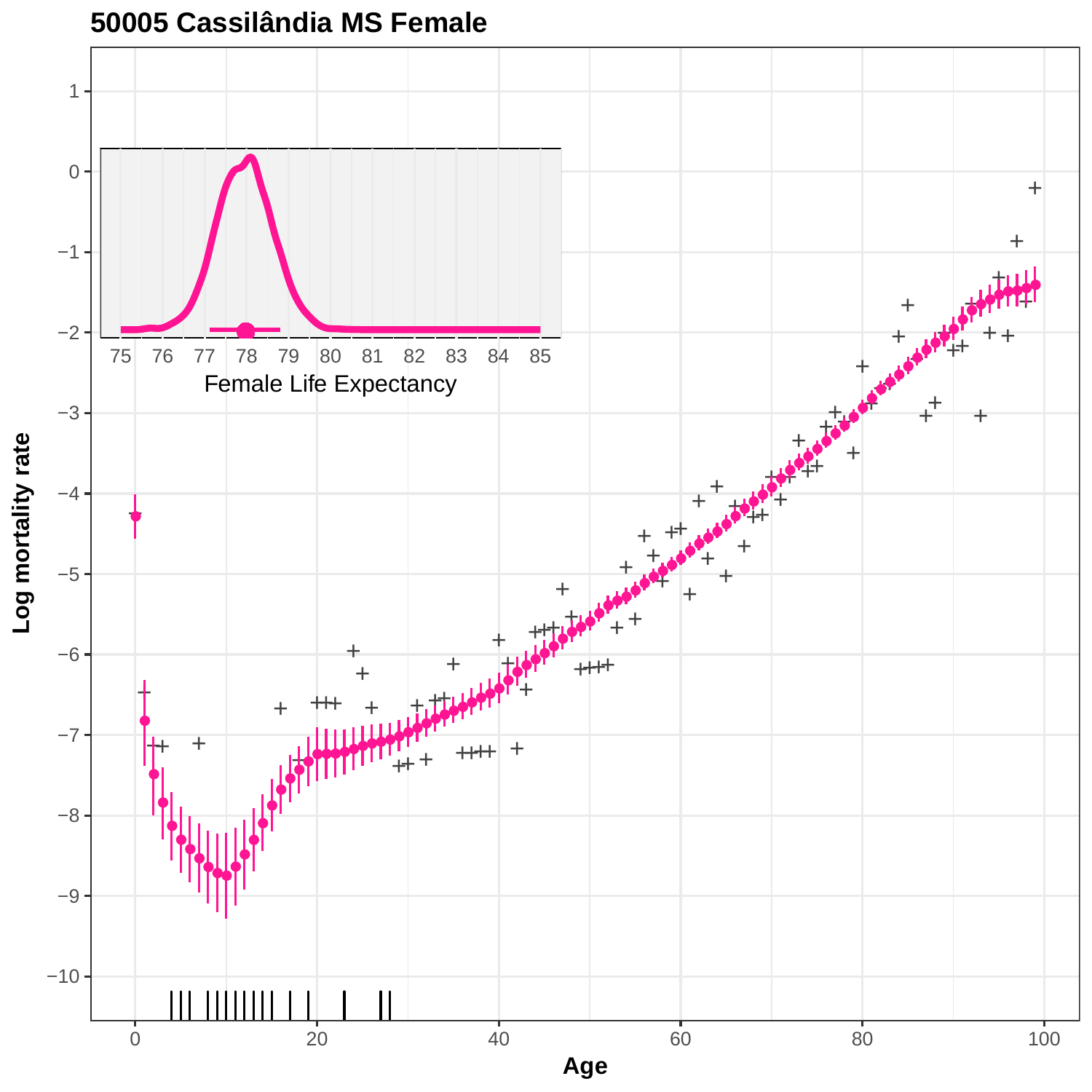# 50005 Cassilândia MS Female

Female Life Expectancy

Log mortality rate

Age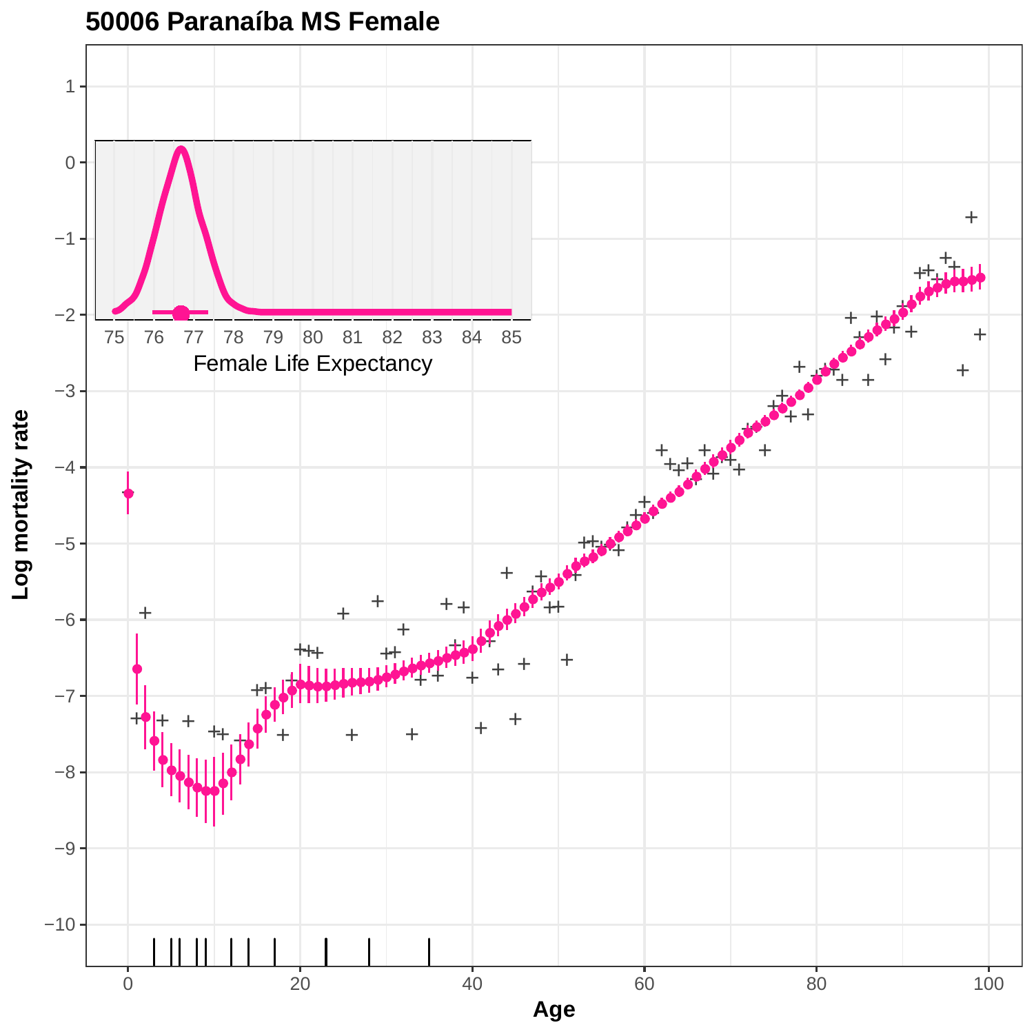# 50006 Paranaíba MS Female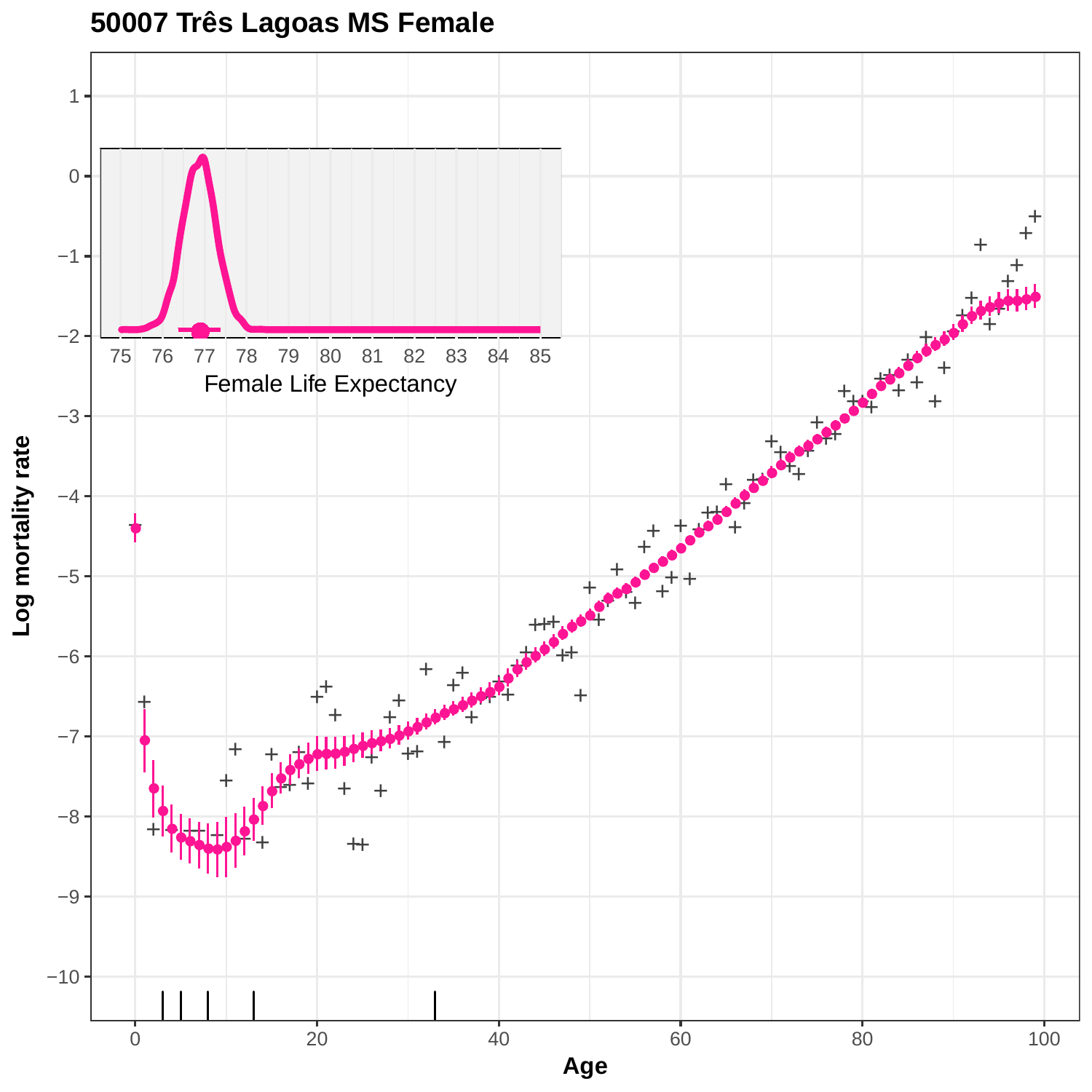# 50007 Três Lagoas MS Female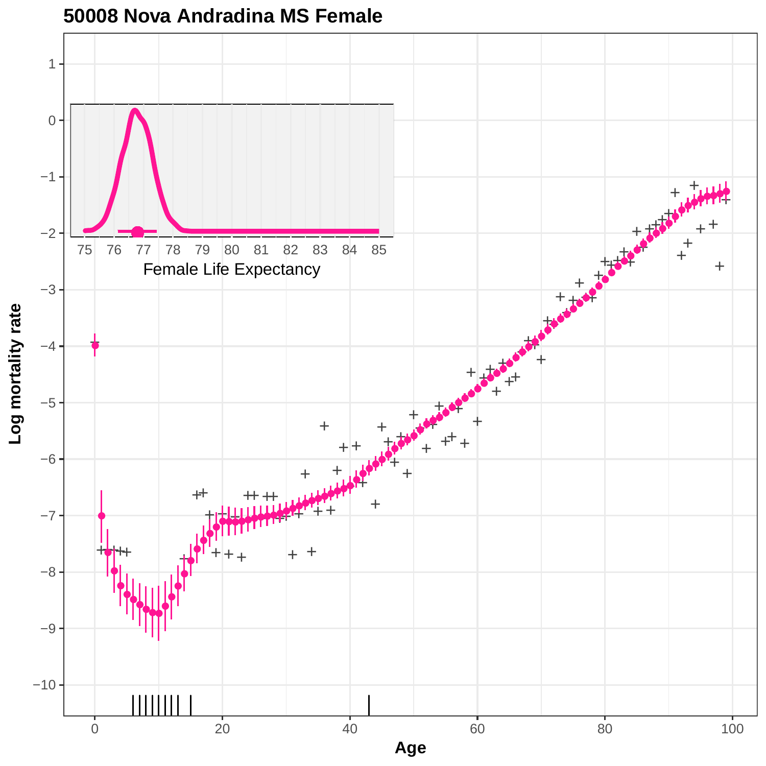# 50008 Nova Andradina MS Female

Log mortality rate

Age

Female Life Expectancy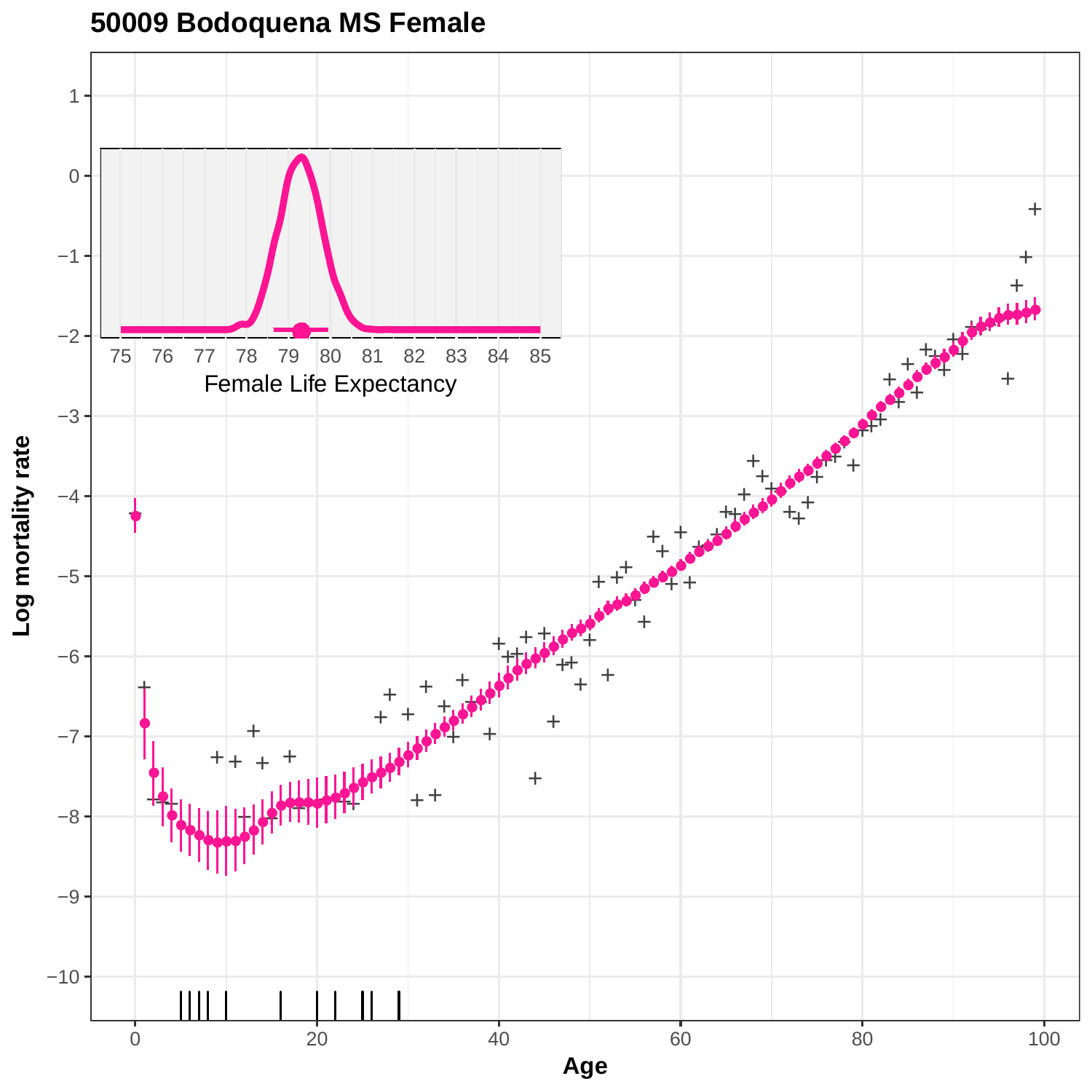# 50009 Bodoquena MS Female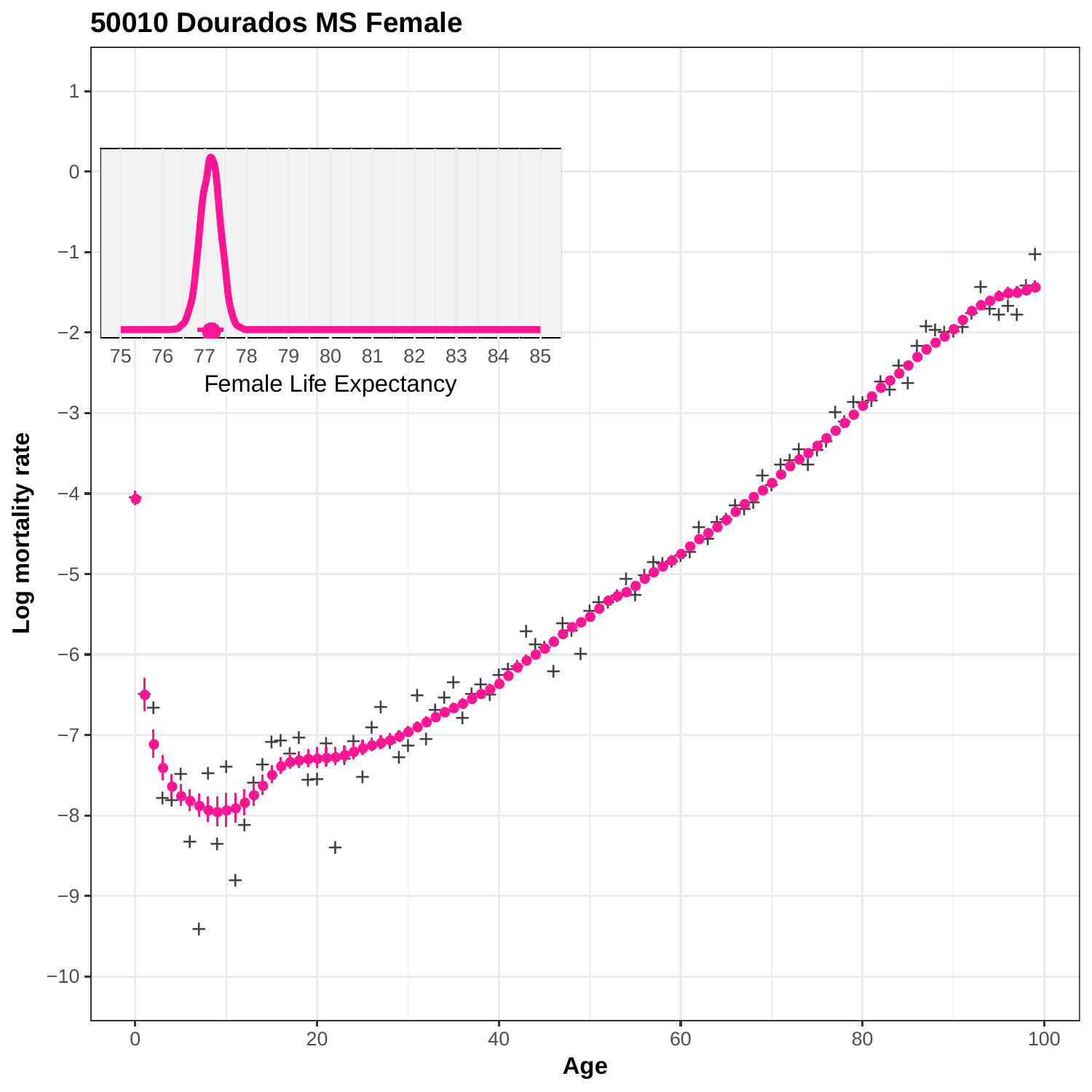# 50010 Dourados MS Female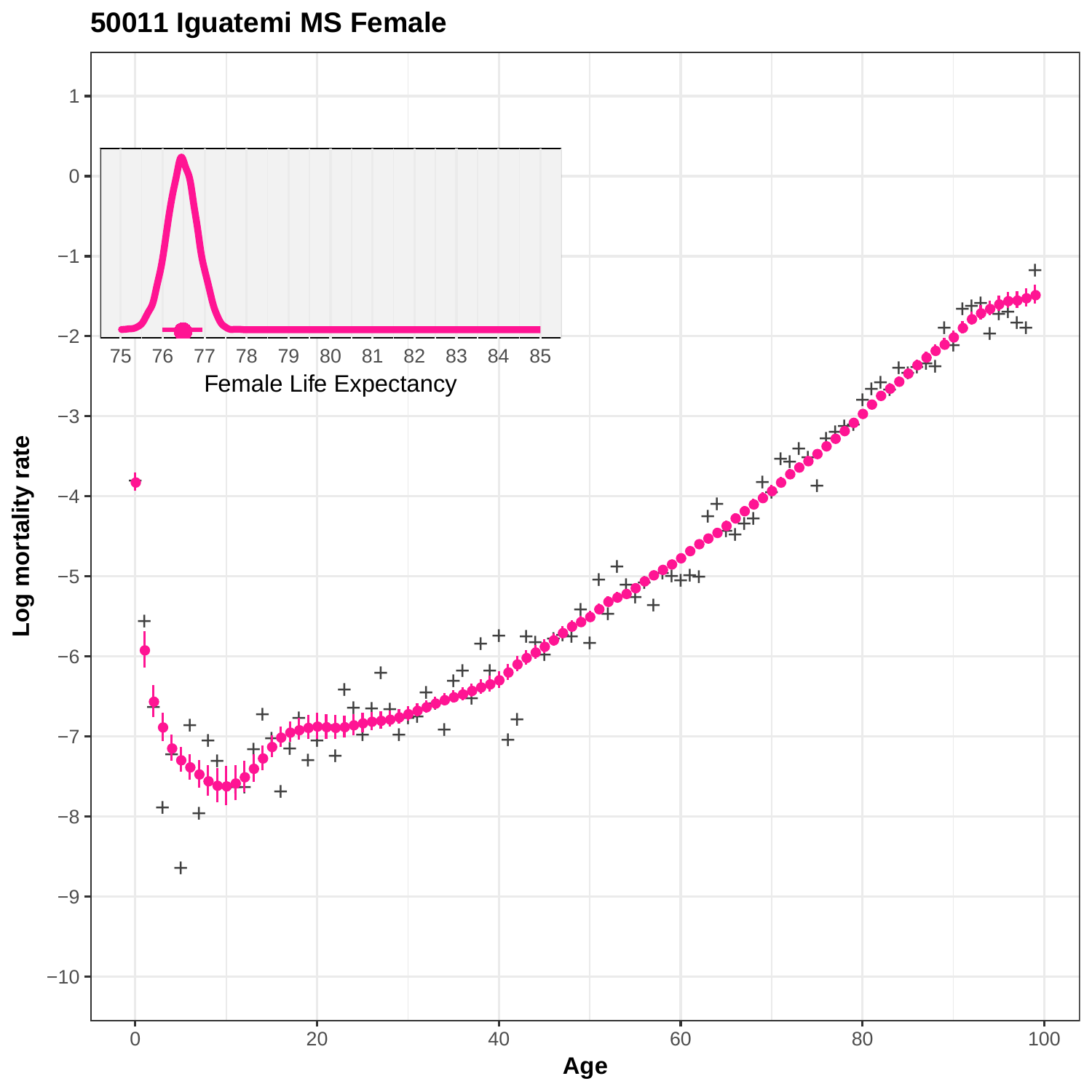50011 Iguatemi MS Female

1
0
−1
−2
−3
−4
−5
−6
−7
−8
−9
−10

Log mortality rate

0
20
40
60
80
100

Age

75
76
77
78
79
80
81
82
83
84
85

Female Life Expectancy